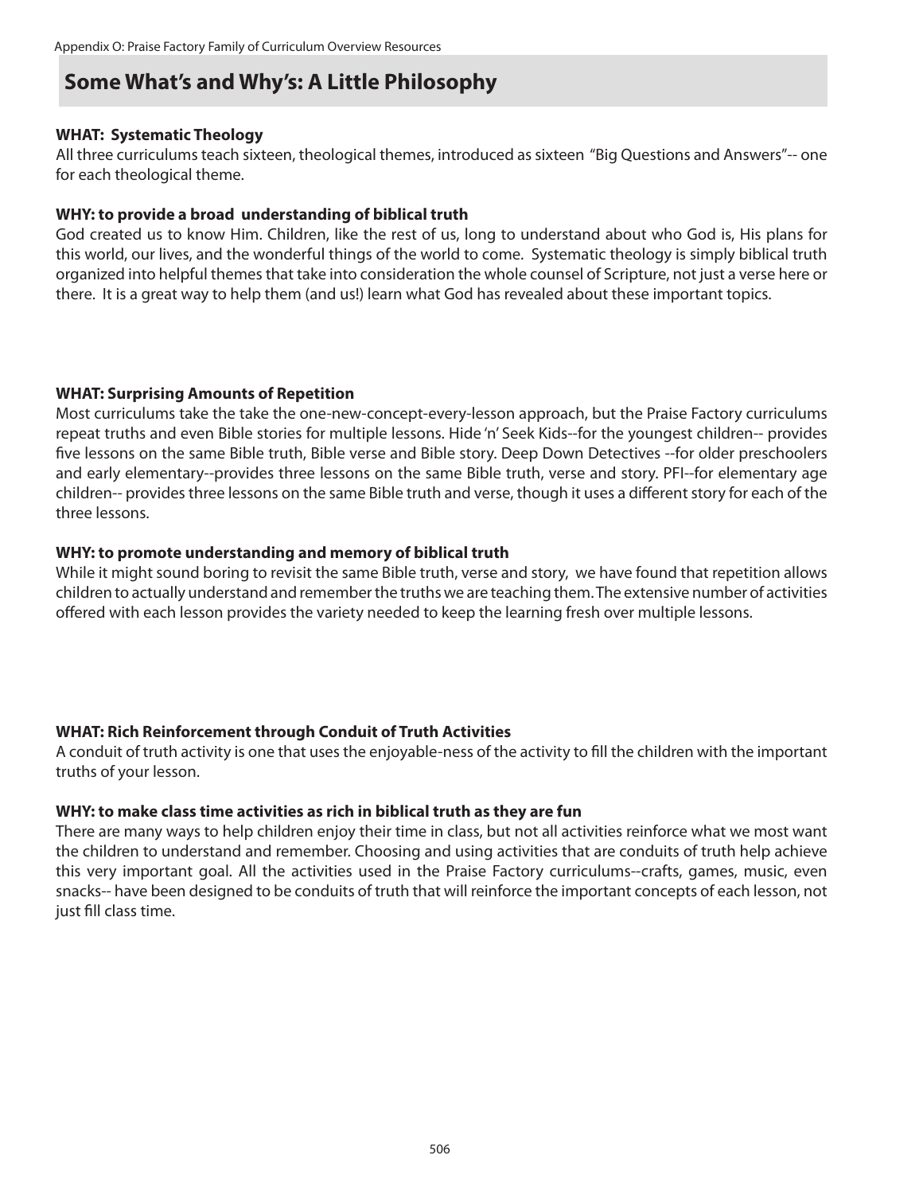## Some What's and Why's: A Little Philosophy

**WHAT: Systematic Theology**

All three curriculums teach sixteen, theological themes, introduced as sixteen "Big Questions and Answers"-- one for each theological theme.

**WHY: to provide a broad understanding of biblical truth**

God created us to know Him. Children, like the rest of us, long to understand about who God is, His plans for this world, our lives, and the wonderful things of the world to come. Systematic theology is simply biblical truth organized into helpful themes that take into consideration the whole counsel of Scripture, not just a verse here or there. It is a great way to help them (and us!) learn what God has revealed about these important topics.

**WHAT: Surprising Amounts of Repetition**

Most curriculums take the take the one-new-concept-every-lesson approach, but the Praise Factory curriculums repeat truths and even Bible stories for multiple lessons. Hide 'n' Seek Kids--for the youngest children-- provides five lessons on the same Bible truth, Bible verse and Bible story. Deep Down Detectives --for older preschoolers and early elementary--provides three lessons on the same Bible truth, verse and story. PFI--for elementary age children-- provides three lessons on the same Bible truth and verse, though it uses a different story for each of the three lessons.

**WHY: to promote understanding and memory of biblical truth**

While it might sound boring to revisit the same Bible truth, verse and story, we have found that repetition allows children to actually understand and remember the truths we are teaching them. The extensive number of activities offered with each lesson provides the variety needed to keep the learning fresh over multiple lessons.

**WHAT: Rich Reinforcement through Conduit of Truth Activities**

A conduit of truth activity is one that uses the enjoyable-ness of the activity to fill the children with the important truths of your lesson.

**WHY: to make class time activities as rich in biblical truth as they are fun**

There are many ways to help children enjoy their time in class, but not all activities reinforce what we most want the children to understand and remember. Choosing and using activities that are conduits of truth help achieve this very important goal. All the activities used in the Praise Factory curriculums--crafts, games, music, even snacks-- have been designed to be conduits of truth that will reinforce the important concepts of each lesson, not just fill class time.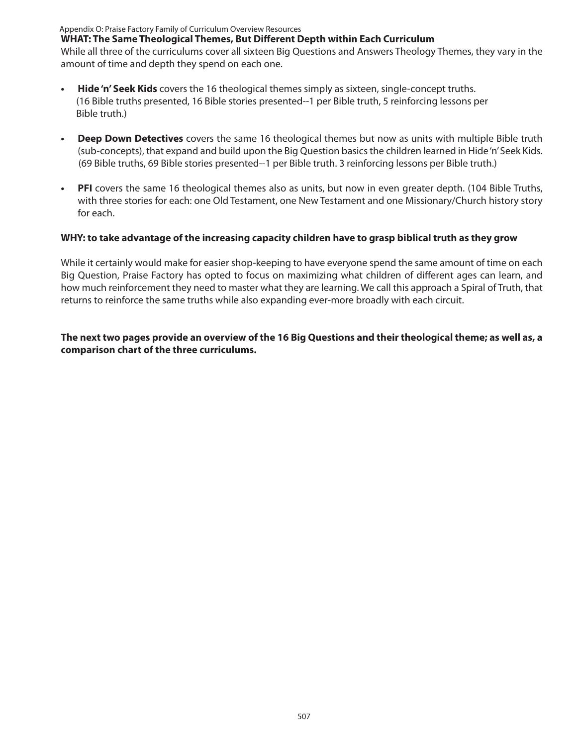**WHAT: The Same Theological Themes, But Different Depth within Each Curriculum**

While all three of the curriculums cover all sixteen Big Questions and Answers Theology Themes, they vary in the amount of time and depth they spend on each one.

- **Hide 'n' Seek Kids** covers the 16 theological themes simply as sixteen, single-concept truths. (16 Bible truths presented, 16 Bible stories presented--1 per Bible truth, 5 reinforcing lessons per Bible truth.)

- **Deep Down Detectives** covers the same 16 theological themes but now as units with multiple Bible truth (sub-concepts), that expand and build upon the Big Question basics the children learned in Hide 'n' Seek Kids. (69 Bible truths, 69 Bible stories presented--1 per Bible truth. 3 reinforcing lessons per Bible truth.)

- **PFI** covers the same 16 theological themes also as units, but now in even greater depth. (104 Bible Truths, with three stories for each: one Old Testament, one New Testament and one Missionary/Church history story for each.

**WHY: to take advantage of the increasing capacity children have to grasp biblical truth as they grow**

While it certainly would make for easier shop-keeping to have everyone spend the same amount of time on each Big Question, Praise Factory has opted to focus on maximizing what children of different ages can learn, and how much reinforcement they need to master what they are learning. We call this approach a Spiral of Truth, that returns to reinforce the same truths while also expanding ever-more broadly with each circuit.

**The next two pages provide an overview of the 16 Big Questions and their theological theme; as well as, a comparison chart of the three curriculums.**